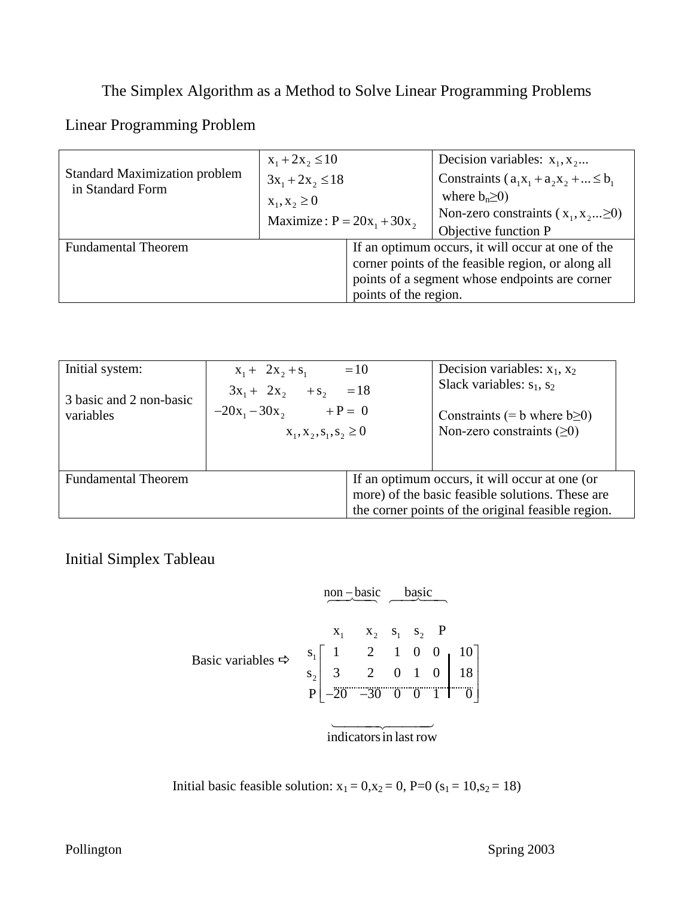# The Simplex Algorithm as a Method to Solve Linear Programming Problems

## Linear Programming Problem

| | | |
|---|---|---|
| Standard Maximization problem in Standard Form | $x_1 + 2x_2 \le 10$<br>$3x_1 + 2x_2 \le 18$<br>$x_1, x_2 \ge 0$<br>$\text{Maximize}: P = 20x_1 + 30x_2$ | Decision variables: $x_1, x_2...$<br>Constraints ( $a_1x_1 + a_2x_2 + ... \le b_1$ where $b_n \ge 0$)<br>Non-zero constraints ( $x_1, x_2... \ge 0$)<br>Objective function P |
| Fundamental Theorem | | If an optimum occurs, it will occur at one of the corner points of the feasible region, or along all points of a segment whose endpoints are corner points of the region. |

| | | |
|---|---|---|
| Initial system:<br><br>3 basic and 2 non-basic variables | $x_1 + 2x_2 + s_1 = 10$<br>$3x_1 + 2x_2 + s_2 = 18$<br>$-20x_1 - 30x_2 + P = 0$<br>$x_1, x_2, s_1, s_2 \ge 0$ | Decision variables: $x_1$, $x_2$<br>Slack variables: $s_1$, $s_2$<br><br>Constraints (= b where b≥0)<br>Non-zero constraints (≥0) |
| Fundamental Theorem | | If an optimum occurs, it will occur at one (or more) of the basic feasible solutions. These are the corner points of the original feasible region. |

## Initial Simplex Tableau

$$
\begin{array}{c}
\overbrace{\qquad\qquad}^{\text{non-basic}} \quad \overbrace{\qquad\qquad}^{\text{basic}} \\
\begin{array}{c|ccccc|c}
 & x_1 & x_2 & s_1 & s_2 & P & \\
\hline
s_1 & 1 & 2 & 1 & 0 & 0 & 10 \\
s_2 & 3 & 2 & 0 & 1 & 0 & 18 \\
P & -20 & -30 & 0 & 0 & 1 & 0
\end{array} \\
\underbrace{\qquad\qquad\qquad\qquad}_{\text{indicators in last row}}
\end{array}
$$

Basic variables ⇨ $s_1$, $s_2$, $P$

Initial basic feasible solution: $x_1 = 0, x_2 = 0$, $P=0$ ($s_1 = 10, s_2 = 18$)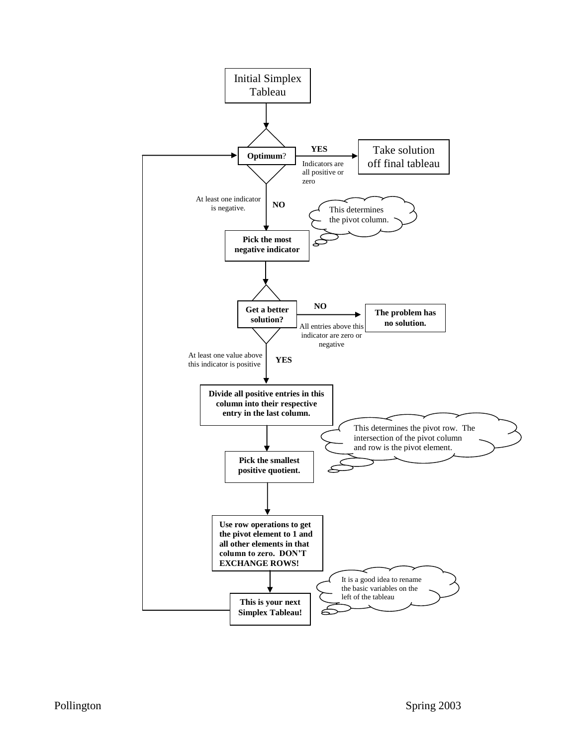Initial Simplex Tableau

**Optimum**?

**YES**

Indicators are all positive or zero

Take solution off final tableau

At least one indicator is negative.

**NO**

This determines the pivot column.

**Pick the most negative indicator**

**Get a better solution?**

**NO**

All entries above this indicator are zero or negative

**The problem has no solution.**

At least one value above this indicator is positive

**YES**

**Divide all positive entries in this column into their respective entry in the last column.**

This determines the pivot row. The intersection of the pivot column and row is the pivot element.

**Pick the smallest positive quotient.**

**Use row operations to get the pivot element to 1 and all other elements in that column to zero. DON'T EXCHANGE ROWS!**

It is a good idea to rename the basic variables on the left of the tableau

**This is your next Simplex Tableau!**

Pollington

Spring 2003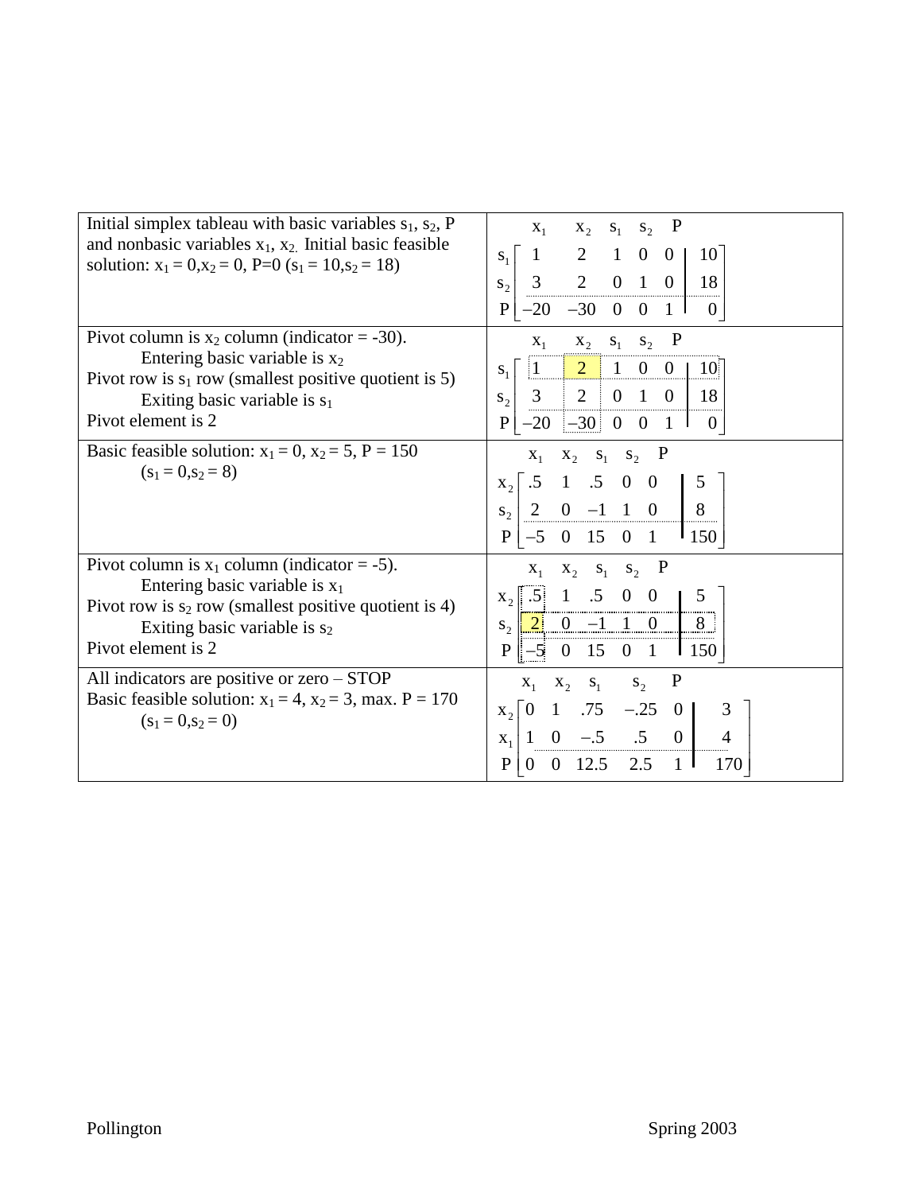| | |
|---|---|
| Initial simplex tableau with basic variables $s_1$, $s_2$, P and nonbasic variables $x_1$, $x_2$. Initial basic feasible solution: $x_1 = 0, x_2 = 0$, P=0 ($s_1 = 10, s_2 = 18$) | $$\begin{array}{c} \\ s_1 \\ s_2 \\ P \end{array}\begin{array}{c} \begin{array}{ccccc} x_1 & x_2 & s_1 & s_2 & P \end{array} \\ \left[\begin{array}{ccccc\|c} 1 & 2 & 1 & 0 & 0 & 10 \\ 3 & 2 & 0 & 1 & 0 & 18 \\ -20 & -30 & 0 & 0 & 1 & 0 \end{array}\right] \end{array}$$ |
| Pivot column is $x_2$ column (indicator = -30). <br> Entering basic variable is $x_2$ <br> Pivot row is $s_1$ row (smallest positive quotient is 5) <br> Exiting basic variable is $s_1$ <br> Pivot element is 2 | $$\begin{array}{c} \\ s_1 \\ s_2 \\ P \end{array}\begin{array}{c} \begin{array}{ccccc} x_1 & x_2 & s_1 & s_2 & P \end{array} \\ \left[\begin{array}{ccccc\|c} 1 & 2 & 1 & 0 & 0 & 10 \\ 3 & 2 & 0 & 1 & 0 & 18 \\ -20 & -30 & 0 & 0 & 1 & 0 \end{array}\right] \end{array}$$ |
| Basic feasible solution: $x_1 = 0$, $x_2 = 5$, P = 150 <br> ($s_1 = 0, s_2 = 8$) | $$\begin{array}{c} \\ x_2 \\ s_2 \\ P \end{array}\begin{array}{c} \begin{array}{ccccc} x_1 & x_2 & s_1 & s_2 & P \end{array} \\ \left[\begin{array}{ccccc\|c} .5 & 1 & .5 & 0 & 0 & 5 \\ 2 & 0 & -1 & 1 & 0 & 8 \\ -5 & 0 & 15 & 0 & 1 & 150 \end{array}\right] \end{array}$$ |
| Pivot column is $x_1$ column (indicator = -5). <br> Entering basic variable is $x_1$ <br> Pivot row is $s_2$ row (smallest positive quotient is 4) <br> Exiting basic variable is $s_2$ <br> Pivot element is 2 | $$\begin{array}{c} \\ x_2 \\ s_2 \\ P \end{array}\begin{array}{c} \begin{array}{ccccc} x_1 & x_2 & s_1 & s_2 & P \end{array} \\ \left[\begin{array}{ccccc\|c} .5 & 1 & .5 & 0 & 0 & 5 \\ 2 & 0 & -1 & 1 & 0 & 8 \\ -5 & 0 & 15 & 0 & 1 & 150 \end{array}\right] \end{array}$$ |
| All indicators are positive or zero – STOP <br> Basic feasible solution: $x_1 = 4$, $x_2 = 3$, max. P = 170 <br> ($s_1 = 0, s_2 = 0$) | $$\begin{array}{c} \\ x_2 \\ x_1 \\ P \end{array}\begin{array}{c} \begin{array}{ccccc} x_1 & x_2 & s_1 & s_2 & P \end{array} \\ \left[\begin{array}{ccccc\|c} 0 & 1 & .75 & -.25 & 0 & 3 \\ 1 & 0 & -.5 & .5 & 0 & 4 \\ 0 & 0 & 12.5 & 2.5 & 1 & 170 \end{array}\right] \end{array}$$ |